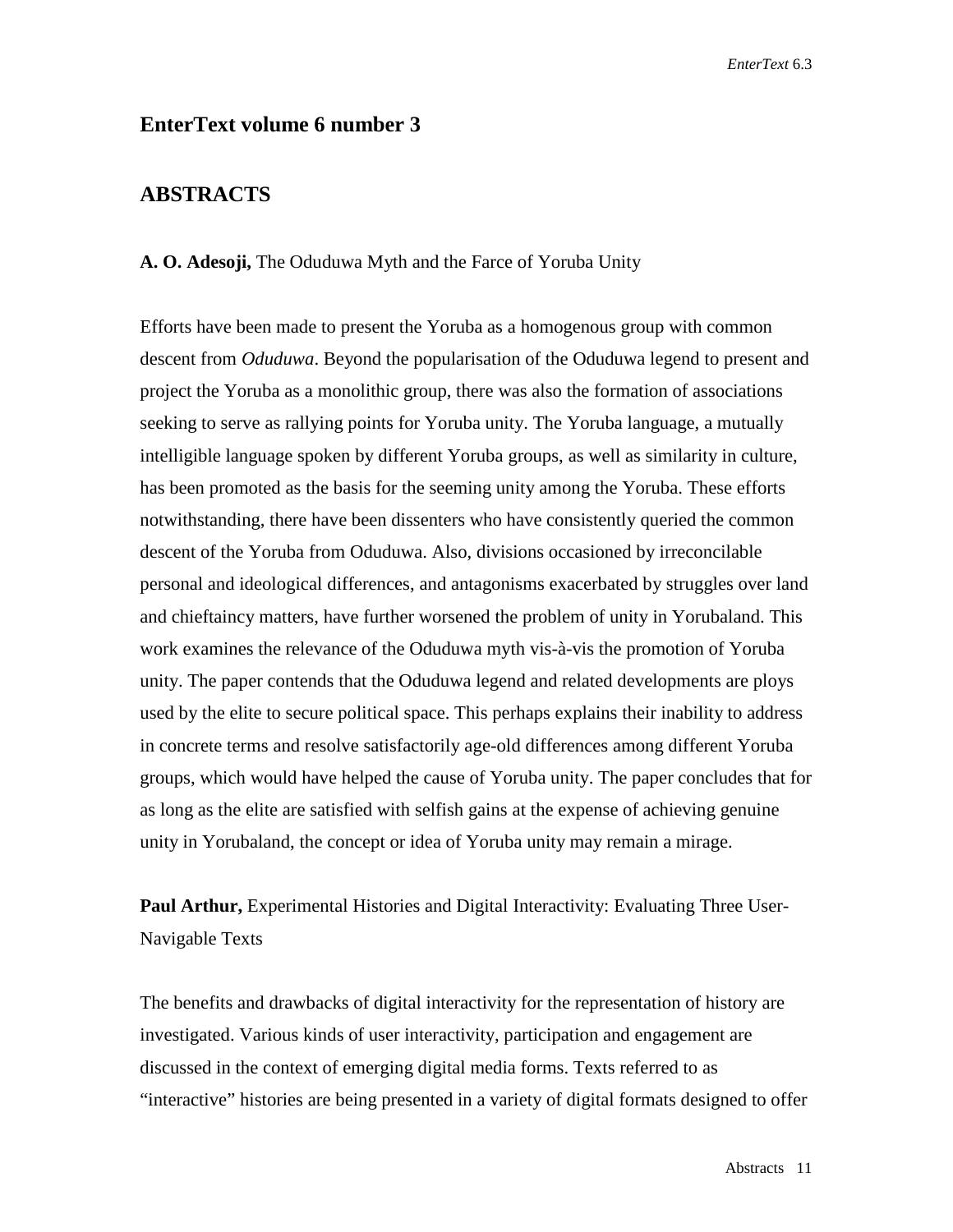## EnterText volume 6 number 3

## ABSTRACTS

**A. O. Adesoji,** The Oduduwa Myth and the Farce of Yoruba Unity

Efforts have been made to present the Yoruba as a homogenous group with common descent from *Oduduwa*. Beyond the popularisation of the Oduduwa legend to present and project the Yoruba as a monolithic group, there was also the formation of associations seeking to serve as rallying points for Yoruba unity. The Yoruba language, a mutually intelligible language spoken by different Yoruba groups, as well as similarity in culture, has been promoted as the basis for the seeming unity among the Yoruba. These efforts notwithstanding, there have been dissenters who have consistently queried the common descent of the Yoruba from Oduduwa. Also, divisions occasioned by irreconcilable personal and ideological differences, and antagonisms exacerbated by struggles over land and chieftaincy matters, have further worsened the problem of unity in Yorubaland. This work examines the relevance of the Oduduwa myth vis-à-vis the promotion of Yoruba unity. The paper contends that the Oduduwa legend and related developments are ploys used by the elite to secure political space. This perhaps explains their inability to address in concrete terms and resolve satisfactorily age-old differences among different Yoruba groups, which would have helped the cause of Yoruba unity. The paper concludes that for as long as the elite are satisfied with selfish gains at the expense of achieving genuine unity in Yorubaland, the concept or idea of Yoruba unity may remain a mirage.

**Paul Arthur,** Experimental Histories and Digital Interactivity: Evaluating Three User-Navigable Texts

The benefits and drawbacks of digital interactivity for the representation of history are investigated. Various kinds of user interactivity, participation and engagement are discussed in the context of emerging digital media forms. Texts referred to as "interactive" histories are being presented in a variety of digital formats designed to offer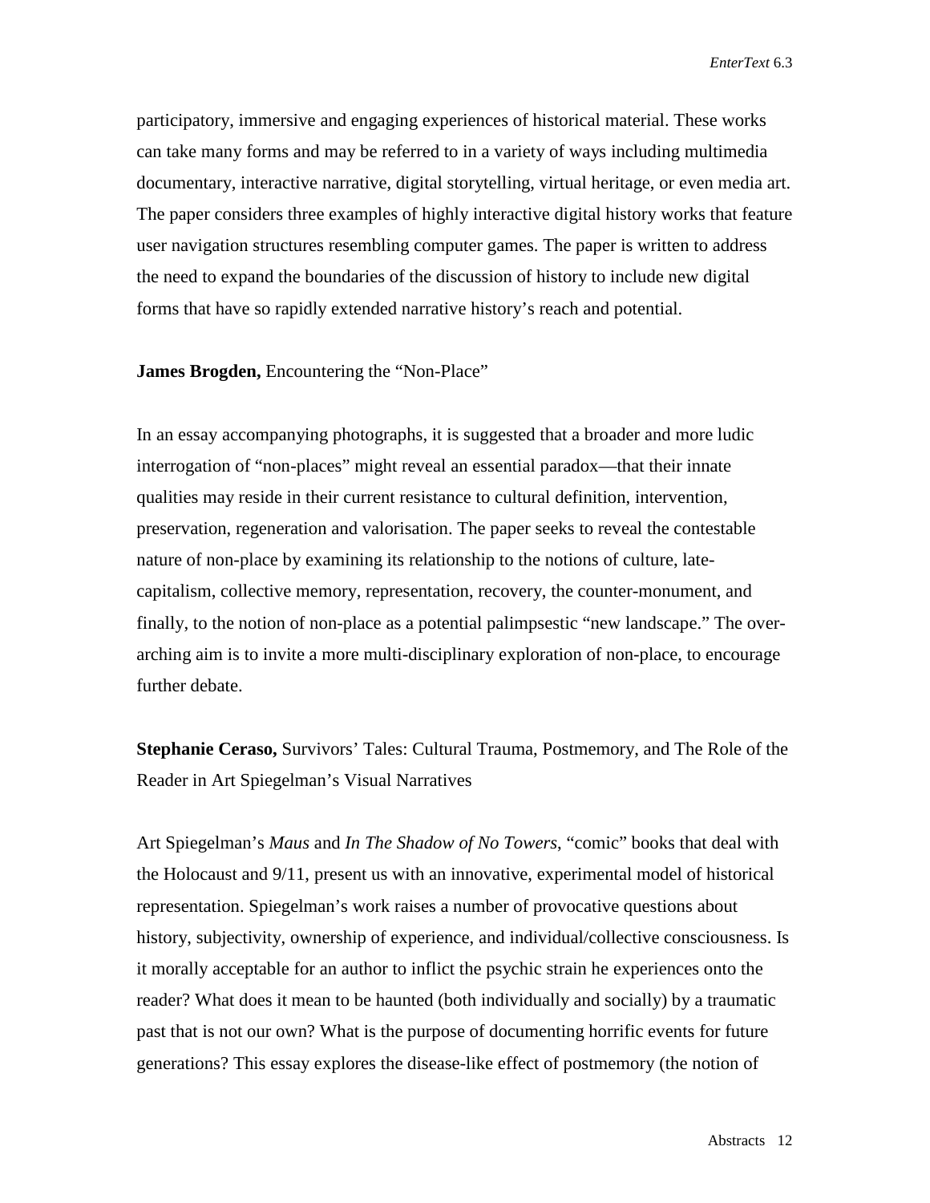participatory, immersive and engaging experiences of historical material. These works can take many forms and may be referred to in a variety of ways including multimedia documentary, interactive narrative, digital storytelling, virtual heritage, or even media art. The paper considers three examples of highly interactive digital history works that feature user navigation structures resembling computer games. The paper is written to address the need to expand the boundaries of the discussion of history to include new digital forms that have so rapidly extended narrative history's reach and potential.

**James Brogden,** Encountering the "Non-Place"

In an essay accompanying photographs, it is suggested that a broader and more ludic interrogation of "non-places" might reveal an essential paradox—that their innate qualities may reside in their current resistance to cultural definition, intervention, preservation, regeneration and valorisation. The paper seeks to reveal the contestable nature of non-place by examining its relationship to the notions of culture, late-capitalism, collective memory, representation, recovery, the counter-monument, and finally, to the notion of non-place as a potential palimpsestic "new landscape." The over-arching aim is to invite a more multi-disciplinary exploration of non-place, to encourage further debate.

**Stephanie Ceraso,** Survivors' Tales: Cultural Trauma, Postmemory, and The Role of the Reader in Art Spiegelman's Visual Narratives

Art Spiegelman's *Maus* and *In The Shadow of No Towers*, "comic" books that deal with the Holocaust and 9/11, present us with an innovative, experimental model of historical representation. Spiegelman's work raises a number of provocative questions about history, subjectivity, ownership of experience, and individual/collective consciousness. Is it morally acceptable for an author to inflict the psychic strain he experiences onto the reader? What does it mean to be haunted (both individually and socially) by a traumatic past that is not our own? What is the purpose of documenting horrific events for future generations? This essay explores the disease-like effect of postmemory (the notion of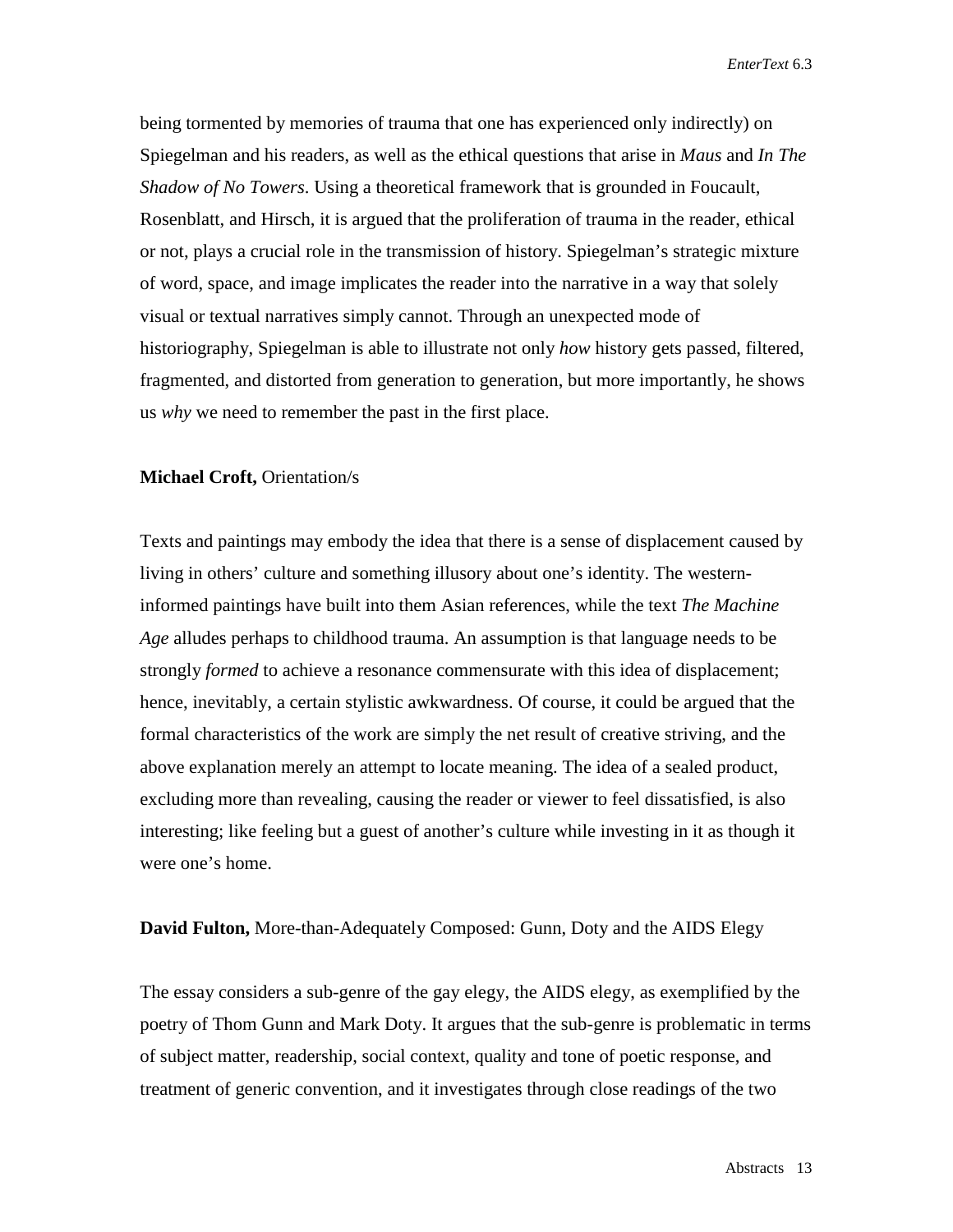being tormented by memories of trauma that one has experienced only indirectly) on Spiegelman and his readers, as well as the ethical questions that arise in *Maus* and *In The Shadow of No Towers*. Using a theoretical framework that is grounded in Foucault, Rosenblatt, and Hirsch, it is argued that the proliferation of trauma in the reader, ethical or not, plays a crucial role in the transmission of history. Spiegelman's strategic mixture of word, space, and image implicates the reader into the narrative in a way that solely visual or textual narratives simply cannot. Through an unexpected mode of historiography, Spiegelman is able to illustrate not only *how* history gets passed, filtered, fragmented, and distorted from generation to generation, but more importantly, he shows us *why* we need to remember the past in the first place.

**Michael Croft,** Orientation/s

Texts and paintings may embody the idea that there is a sense of displacement caused by living in others' culture and something illusory about one's identity. The western-informed paintings have built into them Asian references, while the text *The Machine Age* alludes perhaps to childhood trauma. An assumption is that language needs to be strongly *formed* to achieve a resonance commensurate with this idea of displacement; hence, inevitably, a certain stylistic awkwardness. Of course, it could be argued that the formal characteristics of the work are simply the net result of creative striving, and the above explanation merely an attempt to locate meaning. The idea of a sealed product, excluding more than revealing, causing the reader or viewer to feel dissatisfied, is also interesting; like feeling but a guest of another's culture while investing in it as though it were one's home.

**David Fulton,** More-than-Adequately Composed: Gunn, Doty and the AIDS Elegy

The essay considers a sub-genre of the gay elegy, the AIDS elegy, as exemplified by the poetry of Thom Gunn and Mark Doty. It argues that the sub-genre is problematic in terms of subject matter, readership, social context, quality and tone of poetic response, and treatment of generic convention, and it investigates through close readings of the two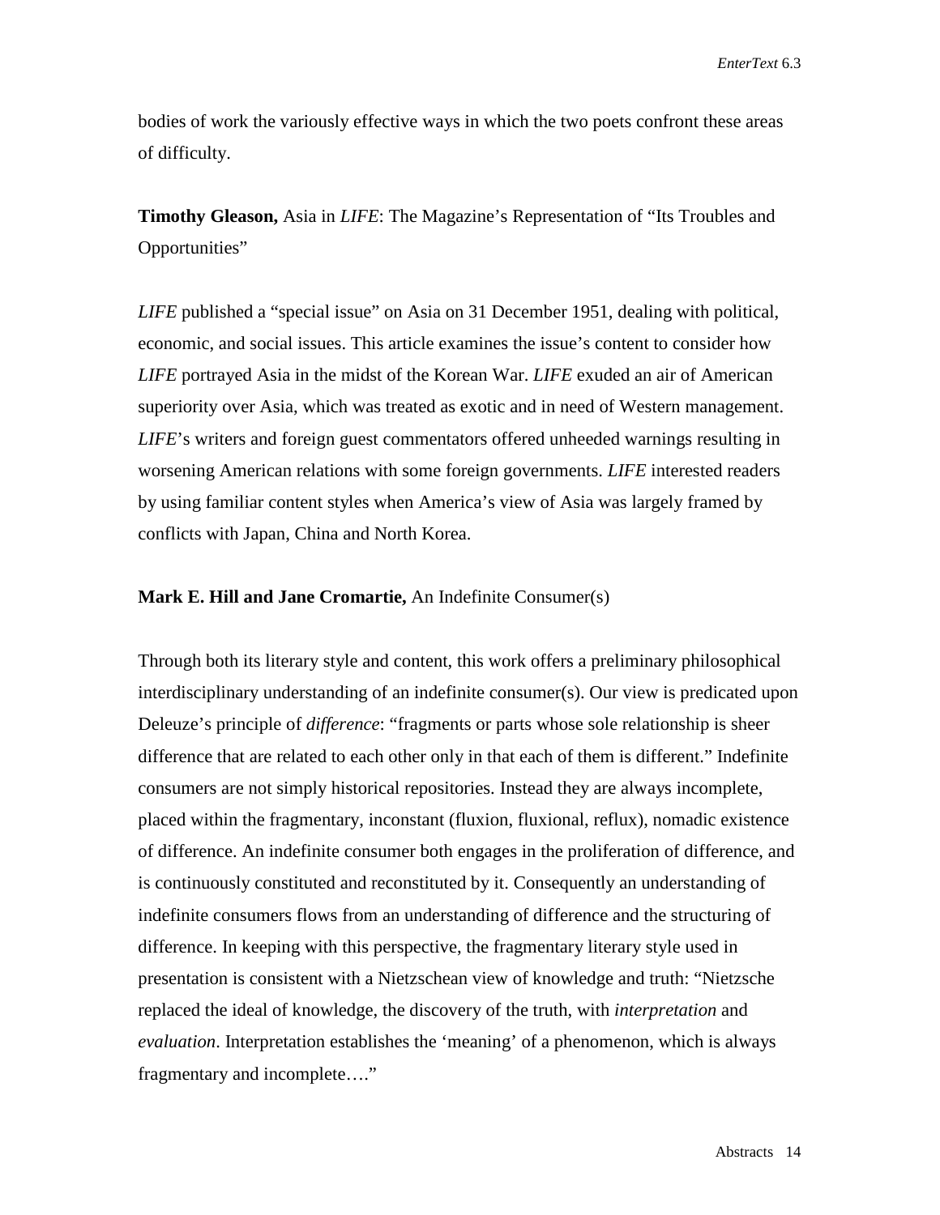bodies of work the variously effective ways in which the two poets confront these areas of difficulty.

**Timothy Gleason,** Asia in *LIFE*: The Magazine's Representation of "Its Troubles and Opportunities"

*LIFE* published a "special issue" on Asia on 31 December 1951, dealing with political, economic, and social issues. This article examines the issue's content to consider how *LIFE* portrayed Asia in the midst of the Korean War. *LIFE* exuded an air of American superiority over Asia, which was treated as exotic and in need of Western management. *LIFE*'s writers and foreign guest commentators offered unheeded warnings resulting in worsening American relations with some foreign governments. *LIFE* interested readers by using familiar content styles when America's view of Asia was largely framed by conflicts with Japan, China and North Korea.

**Mark E. Hill and Jane Cromartie,** An Indefinite Consumer(s)

Through both its literary style and content, this work offers a preliminary philosophical interdisciplinary understanding of an indefinite consumer(s). Our view is predicated upon Deleuze's principle of *difference*: "fragments or parts whose sole relationship is sheer difference that are related to each other only in that each of them is different." Indefinite consumers are not simply historical repositories. Instead they are always incomplete, placed within the fragmentary, inconstant (fluxion, fluxional, reflux), nomadic existence of difference. An indefinite consumer both engages in the proliferation of difference, and is continuously constituted and reconstituted by it. Consequently an understanding of indefinite consumers flows from an understanding of difference and the structuring of difference. In keeping with this perspective, the fragmentary literary style used in presentation is consistent with a Nietzschean view of knowledge and truth: "Nietzsche replaced the ideal of knowledge, the discovery of the truth, with *interpretation* and *evaluation*. Interpretation establishes the 'meaning' of a phenomenon, which is always fragmentary and incomplete…."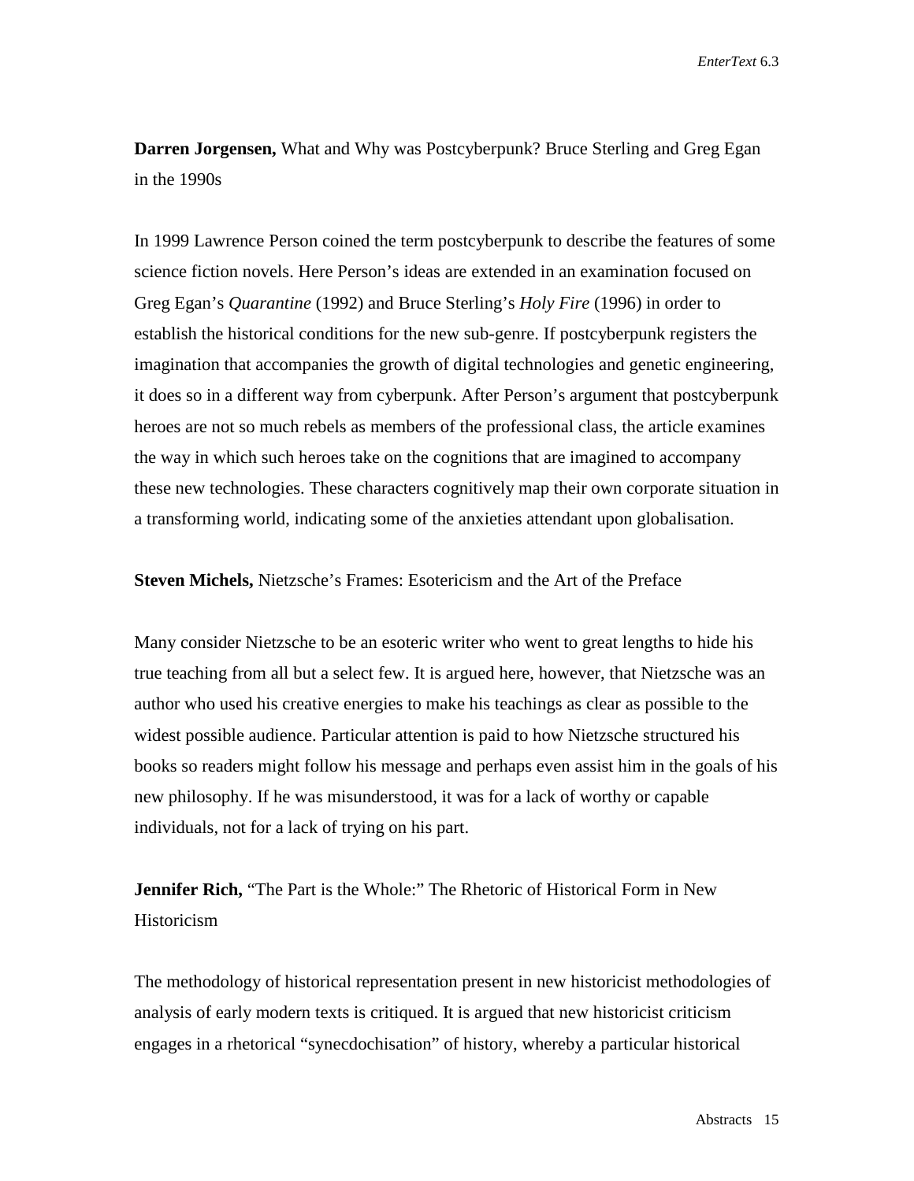**Darren Jorgensen,** What and Why was Postcyberpunk? Bruce Sterling and Greg Egan in the 1990s

In 1999 Lawrence Person coined the term postcyberpunk to describe the features of some science fiction novels. Here Person's ideas are extended in an examination focused on Greg Egan's *Quarantine* (1992) and Bruce Sterling's *Holy Fire* (1996) in order to establish the historical conditions for the new sub-genre. If postcyberpunk registers the imagination that accompanies the growth of digital technologies and genetic engineering, it does so in a different way from cyberpunk. After Person's argument that postcyberpunk heroes are not so much rebels as members of the professional class, the article examines the way in which such heroes take on the cognitions that are imagined to accompany these new technologies. These characters cognitively map their own corporate situation in a transforming world, indicating some of the anxieties attendant upon globalisation.

**Steven Michels,** Nietzsche's Frames: Esotericism and the Art of the Preface

Many consider Nietzsche to be an esoteric writer who went to great lengths to hide his true teaching from all but a select few. It is argued here, however, that Nietzsche was an author who used his creative energies to make his teachings as clear as possible to the widest possible audience. Particular attention is paid to how Nietzsche structured his books so readers might follow his message and perhaps even assist him in the goals of his new philosophy. If he was misunderstood, it was for a lack of worthy or capable individuals, not for a lack of trying on his part.

**Jennifer Rich,** "The Part is the Whole:" The Rhetoric of Historical Form in New Historicism

The methodology of historical representation present in new historicist methodologies of analysis of early modern texts is critiqued. It is argued that new historicist criticism engages in a rhetorical "synecdochisation" of history, whereby a particular historical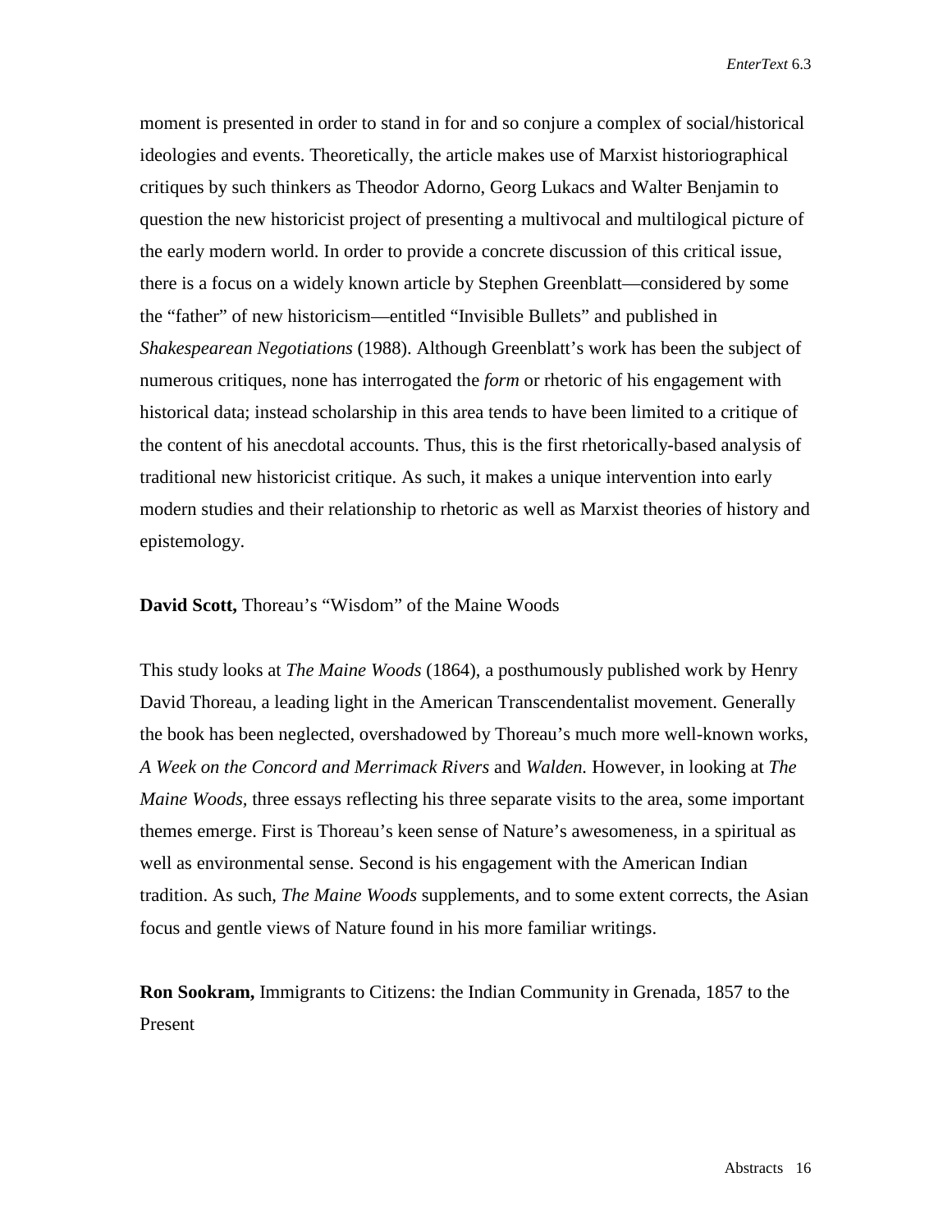moment is presented in order to stand in for and so conjure a complex of social/historical ideologies and events. Theoretically, the article makes use of Marxist historiographical critiques by such thinkers as Theodor Adorno, Georg Lukacs and Walter Benjamin to question the new historicist project of presenting a multivocal and multilogical picture of the early modern world. In order to provide a concrete discussion of this critical issue, there is a focus on a widely known article by Stephen Greenblatt—considered by some the "father" of new historicism—entitled "Invisible Bullets" and published in *Shakespearean Negotiations* (1988). Although Greenblatt's work has been the subject of numerous critiques, none has interrogated the *form* or rhetoric of his engagement with historical data; instead scholarship in this area tends to have been limited to a critique of the content of his anecdotal accounts. Thus, this is the first rhetorically-based analysis of traditional new historicist critique. As such, it makes a unique intervention into early modern studies and their relationship to rhetoric as well as Marxist theories of history and epistemology.

**David Scott,** Thoreau's "Wisdom" of the Maine Woods

This study looks at *The Maine Woods* (1864), a posthumously published work by Henry David Thoreau, a leading light in the American Transcendentalist movement. Generally the book has been neglected, overshadowed by Thoreau's much more well-known works, *A Week on the Concord and Merrimack Rivers* and *Walden.* However, in looking at *The Maine Woods*, three essays reflecting his three separate visits to the area, some important themes emerge. First is Thoreau's keen sense of Nature's awesomeness, in a spiritual as well as environmental sense. Second is his engagement with the American Indian tradition. As such, *The Maine Woods* supplements, and to some extent corrects, the Asian focus and gentle views of Nature found in his more familiar writings.

**Ron Sookram,** Immigrants to Citizens: the Indian Community in Grenada, 1857 to the Present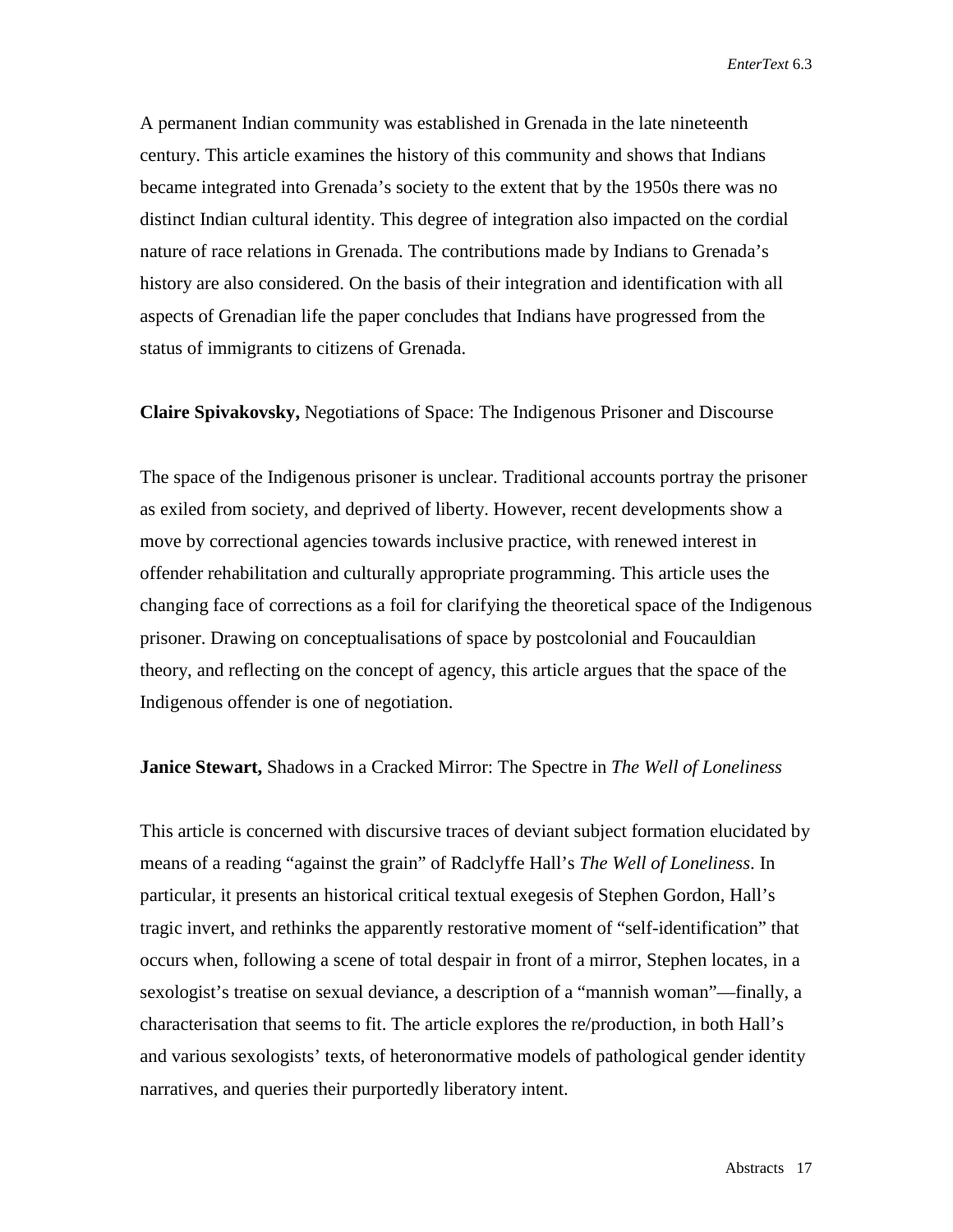A permanent Indian community was established in Grenada in the late nineteenth century. This article examines the history of this community and shows that Indians became integrated into Grenada's society to the extent that by the 1950s there was no distinct Indian cultural identity. This degree of integration also impacted on the cordial nature of race relations in Grenada. The contributions made by Indians to Grenada's history are also considered. On the basis of their integration and identification with all aspects of Grenadian life the paper concludes that Indians have progressed from the status of immigrants to citizens of Grenada.

**Claire Spivakovsky,** Negotiations of Space: The Indigenous Prisoner and Discourse

The space of the Indigenous prisoner is unclear. Traditional accounts portray the prisoner as exiled from society, and deprived of liberty. However, recent developments show a move by correctional agencies towards inclusive practice, with renewed interest in offender rehabilitation and culturally appropriate programming. This article uses the changing face of corrections as a foil for clarifying the theoretical space of the Indigenous prisoner. Drawing on conceptualisations of space by postcolonial and Foucauldian theory, and reflecting on the concept of agency, this article argues that the space of the Indigenous offender is one of negotiation.

**Janice Stewart,** Shadows in a Cracked Mirror: The Spectre in *The Well of Loneliness*

This article is concerned with discursive traces of deviant subject formation elucidated by means of a reading "against the grain" of Radclyffe Hall's *The Well of Loneliness*. In particular, it presents an historical critical textual exegesis of Stephen Gordon, Hall's tragic invert, and rethinks the apparently restorative moment of "self-identification" that occurs when, following a scene of total despair in front of a mirror, Stephen locates, in a sexologist's treatise on sexual deviance, a description of a "mannish woman"—finally, a characterisation that seems to fit. The article explores the re/production, in both Hall's and various sexologists' texts, of heteronormative models of pathological gender identity narratives, and queries their purportedly liberatory intent.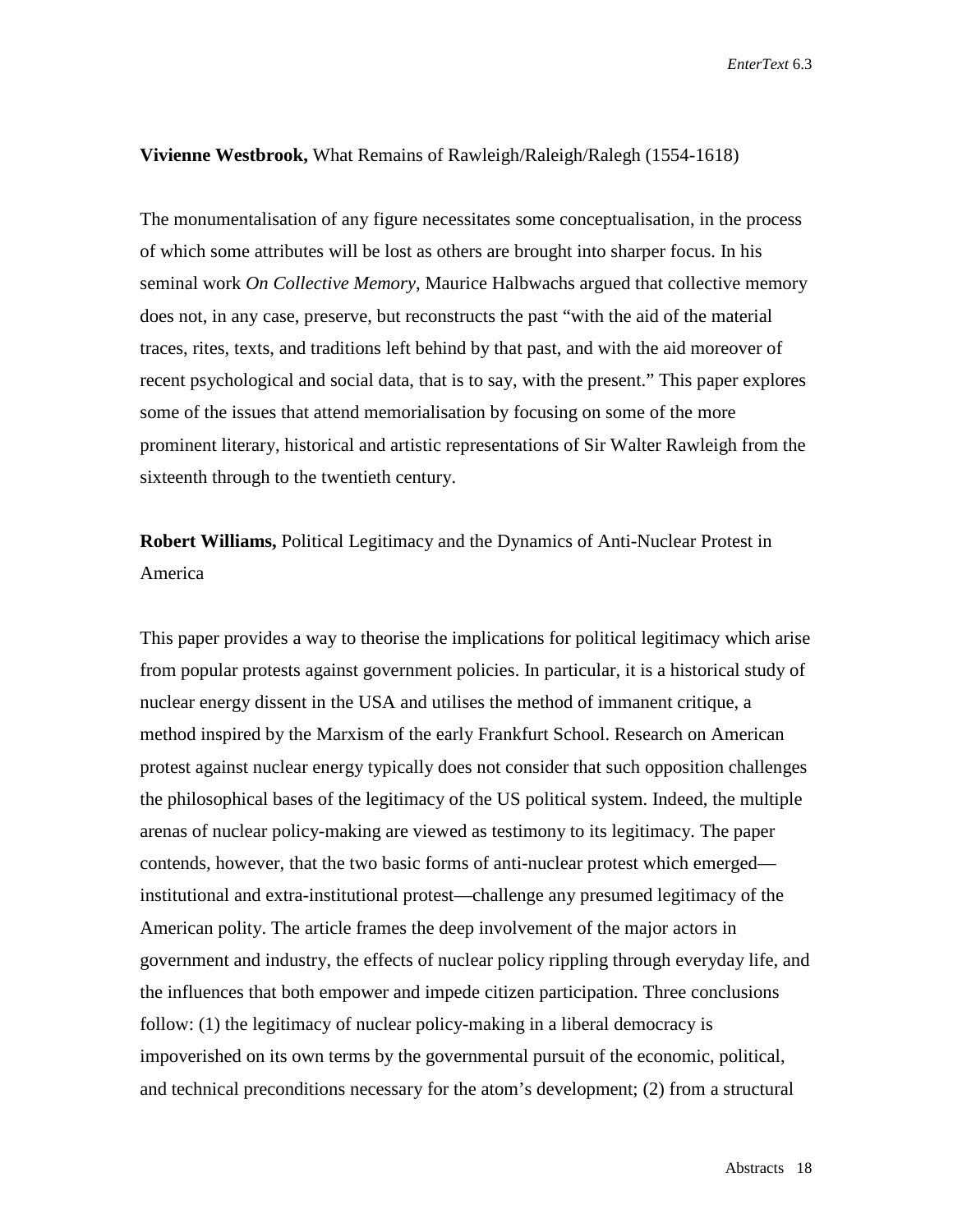**Vivienne Westbrook,** What Remains of Rawleigh/Raleigh/Ralegh (1554-1618)

The monumentalisation of any figure necessitates some conceptualisation, in the process of which some attributes will be lost as others are brought into sharper focus. In his seminal work *On Collective Memory*, Maurice Halbwachs argued that collective memory does not, in any case, preserve, but reconstructs the past "with the aid of the material traces, rites, texts, and traditions left behind by that past, and with the aid moreover of recent psychological and social data, that is to say, with the present." This paper explores some of the issues that attend memorialisation by focusing on some of the more prominent literary, historical and artistic representations of Sir Walter Rawleigh from the sixteenth through to the twentieth century.

**Robert Williams,** Political Legitimacy and the Dynamics of Anti-Nuclear Protest in America

This paper provides a way to theorise the implications for political legitimacy which arise from popular protests against government policies. In particular, it is a historical study of nuclear energy dissent in the USA and utilises the method of immanent critique, a method inspired by the Marxism of the early Frankfurt School. Research on American protest against nuclear energy typically does not consider that such opposition challenges the philosophical bases of the legitimacy of the US political system. Indeed, the multiple arenas of nuclear policy-making are viewed as testimony to its legitimacy. The paper contends, however, that the two basic forms of anti-nuclear protest which emerged—institutional and extra-institutional protest—challenge any presumed legitimacy of the American polity. The article frames the deep involvement of the major actors in government and industry, the effects of nuclear policy rippling through everyday life, and the influences that both empower and impede citizen participation. Three conclusions follow: (1) the legitimacy of nuclear policy-making in a liberal democracy is impoverished on its own terms by the governmental pursuit of the economic, political, and technical preconditions necessary for the atom's development; (2) from a structural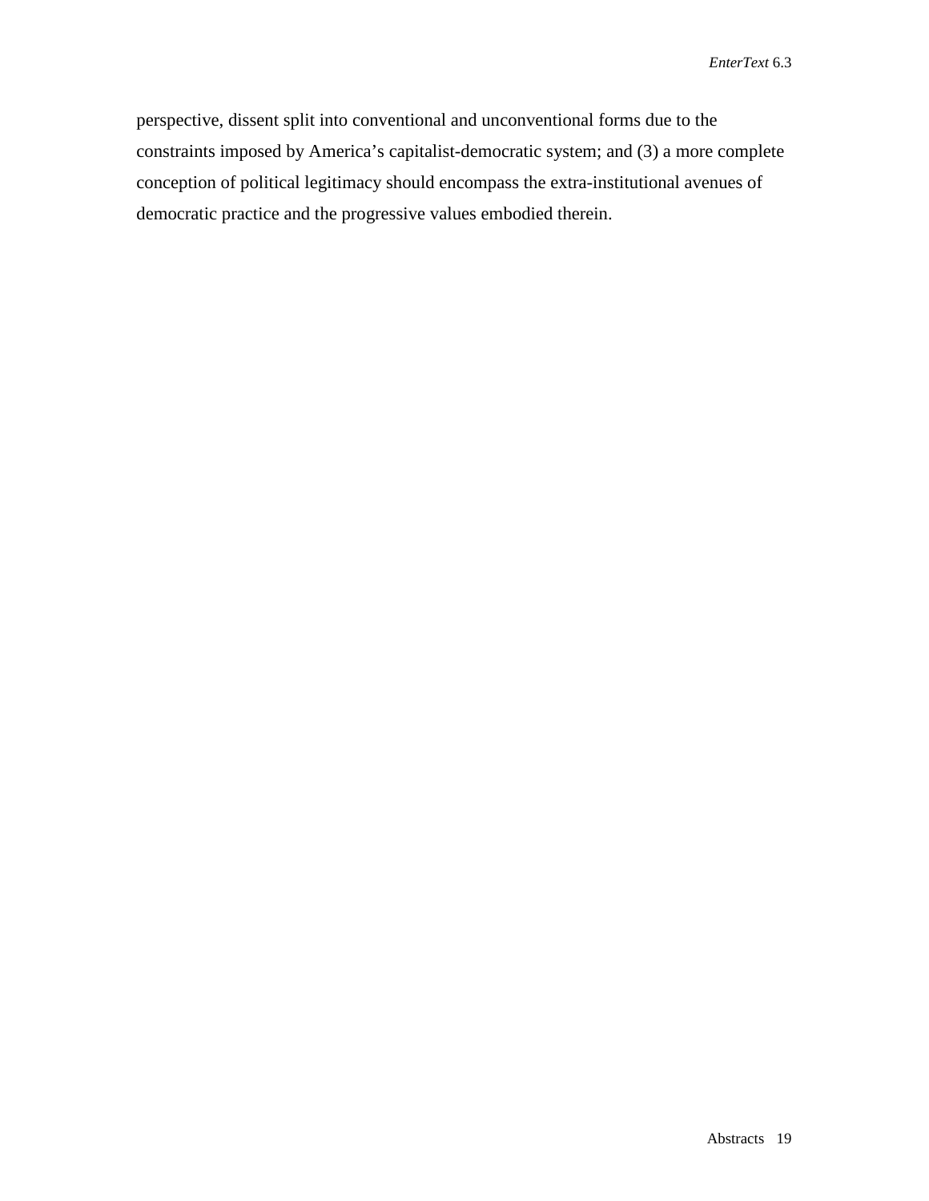perspective, dissent split into conventional and unconventional forms due to the constraints imposed by America's capitalist-democratic system; and (3) a more complete conception of political legitimacy should encompass the extra-institutional avenues of democratic practice and the progressive values embodied therein.